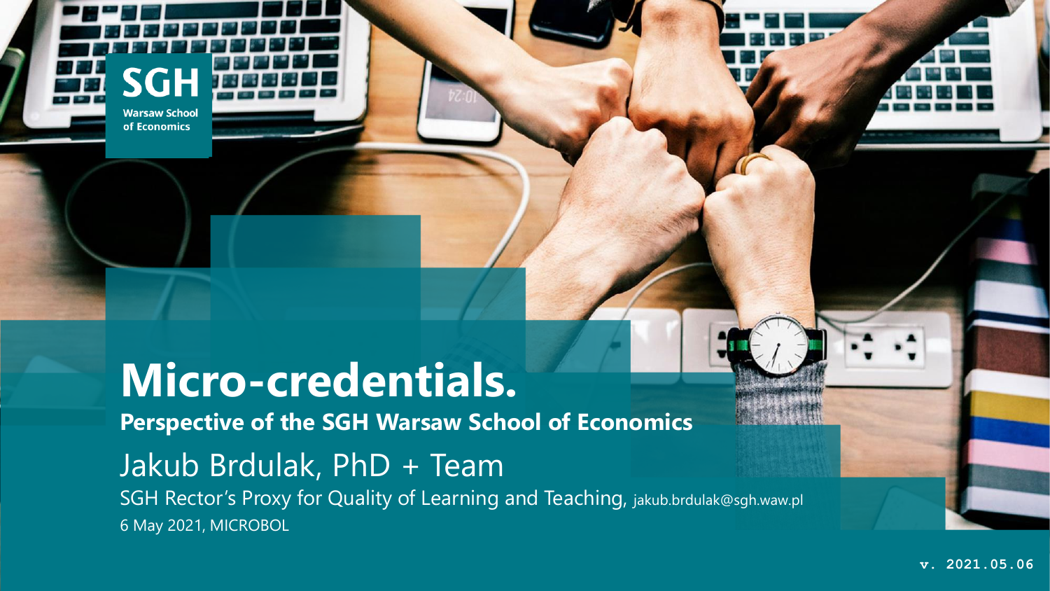SGH
Warsaw School of Economics

# Micro-credentials.

## Perspective of the SGH Warsaw School of Economics

Jakub Brdulak, PhD + Team

SGH Rector's Proxy for Quality of Learning and Teaching, jakub.brdulak@sgh.waw.pl

6 May 2021, MICROBOL

v. 2021.05.06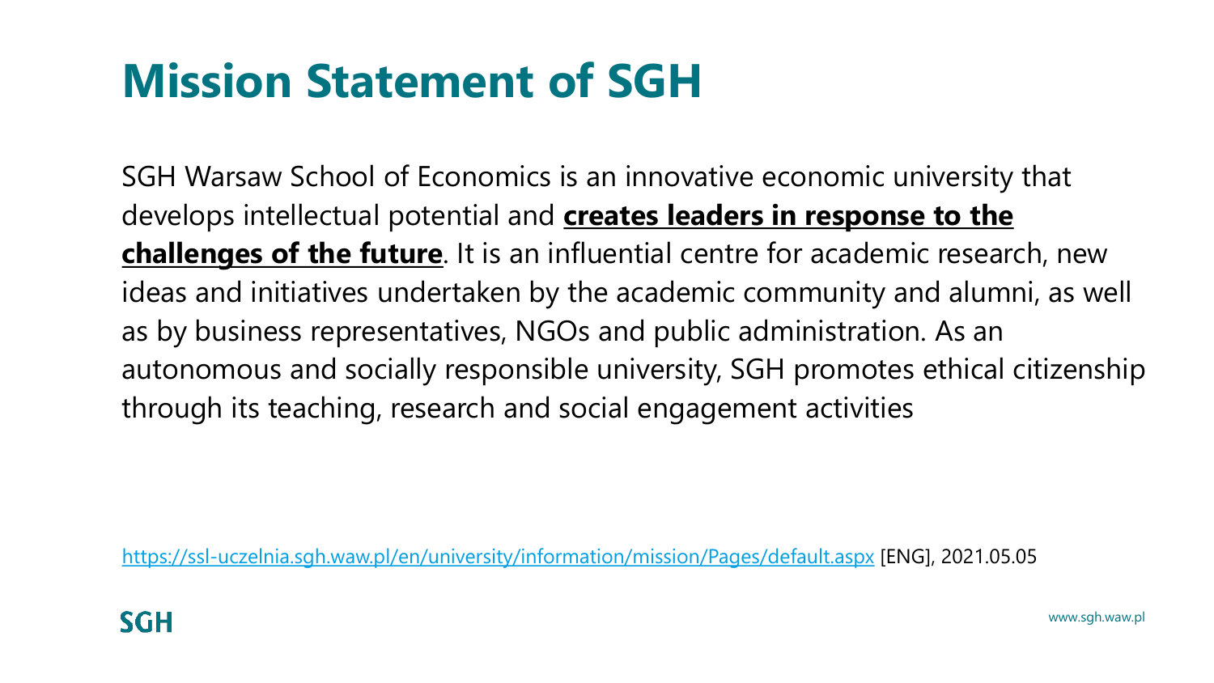# Mission Statement of SGH

SGH Warsaw School of Economics is an innovative economic university that develops intellectual potential and **<u>creates leaders in response to the challenges of the future</u>**. It is an influential centre for academic research, new ideas and initiatives undertaken by the academic community and alumni, as well as by business representatives, NGOs and public administration. As an autonomous and socially responsible university, SGH promotes ethical citizenship through its teaching, research and social engagement activities

https://ssl-uczelnia.sgh.waw.pl/en/university/information/mission/Pages/default.aspx [ENG], 2021.05.05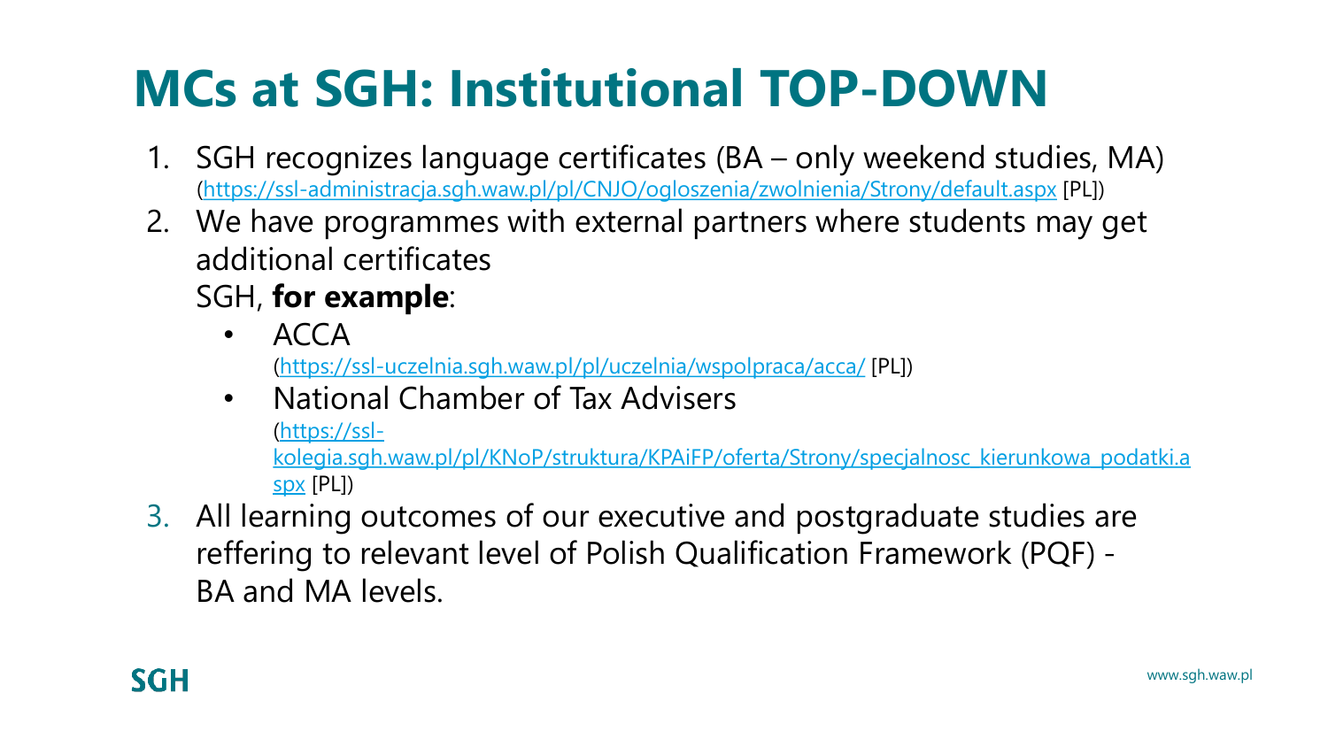# MCs at SGH: Institutional TOP-DOWN

1. SGH recognizes language certificates (BA – only weekend studies, MA) (https://ssl-administracja.sgh.waw.pl/pl/CNJO/ogloszenia/zwolnienia/Strony/default.aspx [PL])
2. We have programmes with external partners where students may get additional certificates
   SGH, **for example**:
   - ACCA
     (https://ssl-uczelnia.sgh.waw.pl/pl/uczelnia/wspolpraca/acca/ [PL])
   - National Chamber of Tax Advisers
     (https://ssl-kolegia.sgh.waw.pl/pl/KNoP/struktura/KPAiFP/oferta/Strony/specjalnosc_kierunkowa_podatki.aspx [PL])
3. All learning outcomes of our executive and postgraduate studies are reffering to relevant level of Polish Qualification Framework (PQF) - BA and MA levels.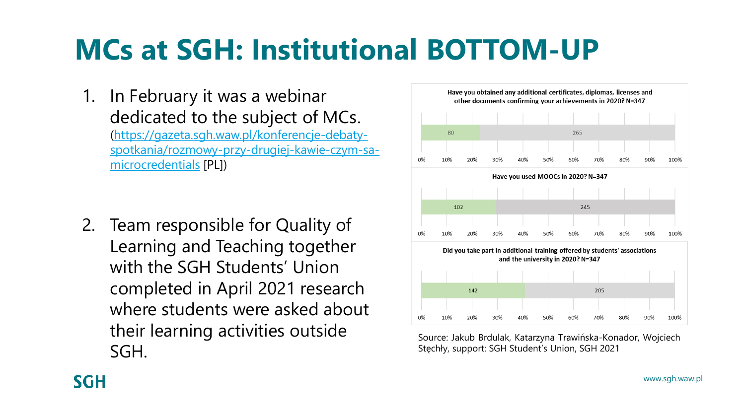# MCs at SGH: Institutional BOTTOM-UP

1. In February it was a webinar dedicated to the subject of MCs. ([https://gazeta.sgh.waw.pl/konferencje-debaty-spotkania/rozmowy-przy-drugiej-kawie-czym-sa-microcredentials](https://gazeta.sgh.waw.pl/konferencje-debaty-spotkania/rozmowy-przy-drugiej-kawie-czym-sa-microcredentials) [PL])

2. Team responsible for Quality of Learning and Teaching together with the SGH Students' Union completed in April 2021 research where students were asked about their learning activities outside SGH.

**Have you obtained any additional certificates, diplomas, licenses and other documents confirming your achievements in 2020? N=347**

| | |
|---|---|
| 80 | 265 |

**Have you used MOOCs in 2020? N=347**

| | |
|---|---|
| 102 | 245 |

**Did you take part in additional training offered by students' associations and the university in 2020? N=347**

| | |
|---|---|
| 142 | 205 |

Source: Jakub Brdulak, Katarzyna Trawińska-Konador, Wojciech Stęchły, support: SGH Student's Union, SGH 2021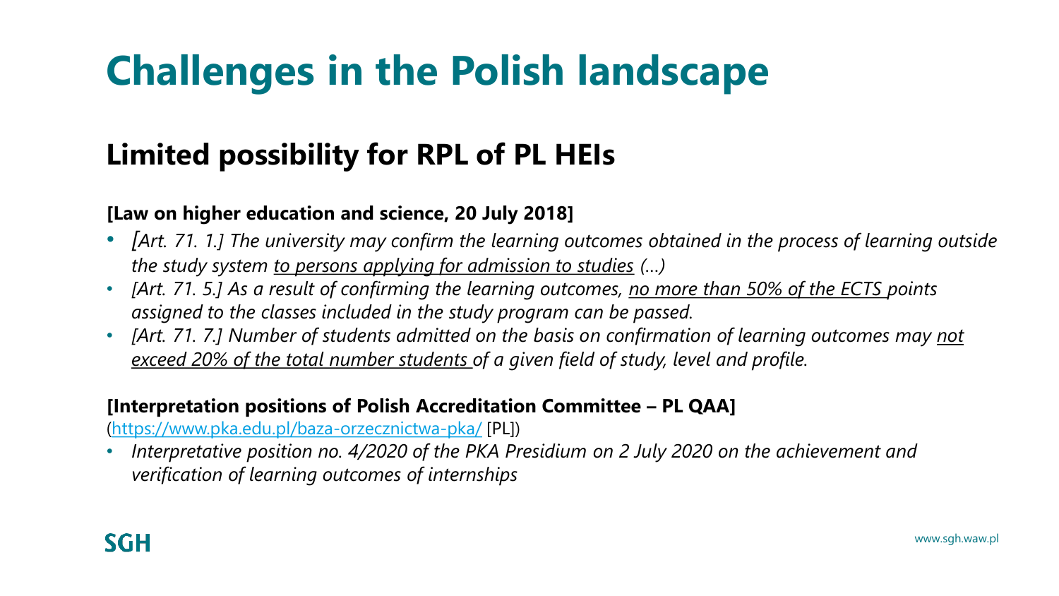# Challenges in the Polish landscape

## Limited possibility for RPL of PL HEIs

**[Law on higher education and science, 20 July 2018]**

- *[Art. 71. 1.] The university may confirm the learning outcomes obtained in the process of learning outside the study system <u>to persons applying for admission to studies</u> (…)*
- *[Art. 71. 5.] As a result of confirming the learning outcomes, <u>no more than 50% of the ECTS</u> points assigned to the classes included in the study program can be passed.*
- *[Art. 71. 7.] Number of students admitted on the basis on confirmation of learning outcomes may <u>not exceed 20% of the total number students</u> of a given field of study, level and profile.*

**[Interpretation positions of Polish Accreditation Committee – PL QAA]**

([https://www.pka.edu.pl/baza-orzecznictwa-pka/](https://www.pka.edu.pl/baza-orzecznictwa-pka/) [PL])

- *Interpretative position no. 4/2020 of the PKA Presidium on 2 July 2020 on the achievement and verification of learning outcomes of internships*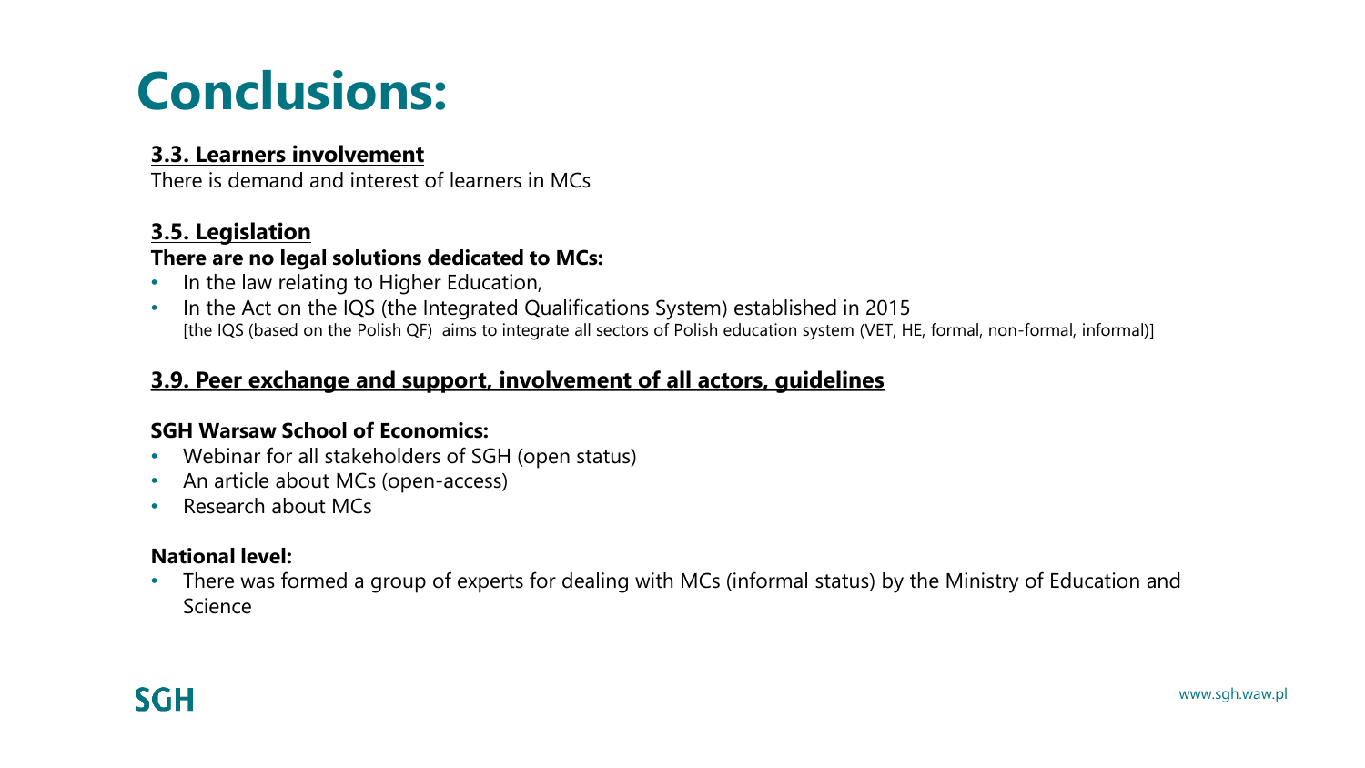# Conclusions:

**3.3. Learners involvement**

There is demand and interest of learners in MCs

**3.5. Legislation**

**There are no legal solutions dedicated to MCs:**

- In the law relating to Higher Education,
- In the Act on the IQS (the Integrated Qualifications System) established in 2015
  [the IQS (based on the Polish QF) aims to integrate all sectors of Polish education system (VET, HE, formal, non-formal, informal)]

**3.9. Peer exchange and support, involvement of all actors, guidelines**

**SGH Warsaw School of Economics:**

- Webinar for all stakeholders of SGH (open status)
- An article about MCs (open-access)
- Research about MCs

**National level:**

- There was formed a group of experts for dealing with MCs (informal status) by the Ministry of Education and Science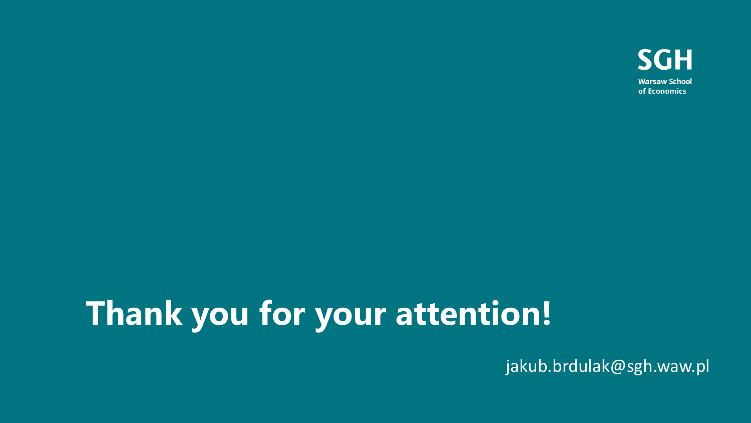SGH

Warsaw School
of Economics

# Thank you for your attention!

jakub.brdulak@sgh.waw.pl